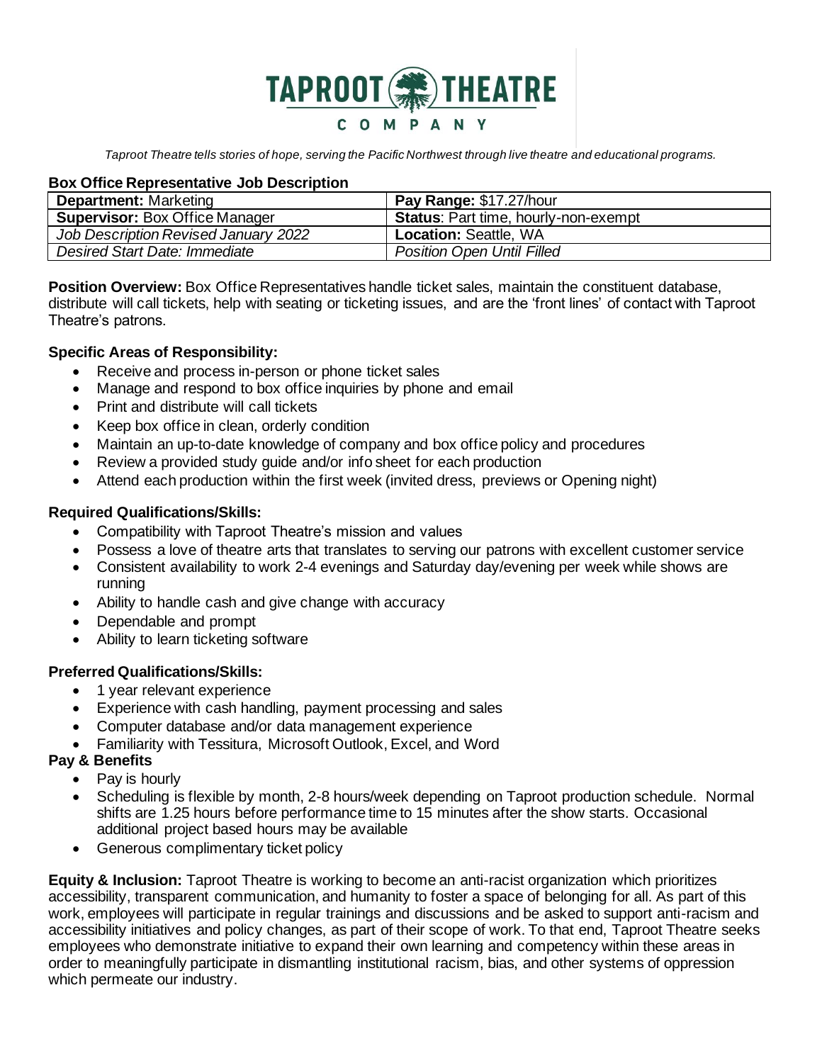# TAPROOT THEATRE COMPANY

*Taproot Theatre tells stories of hope, serving the Pacific Northwest through live theatre and educational programs.*

**Box Office Representative Job Description**

| | |
|---|---|
| **Department:** Marketing | **Pay Range:** $17.27/hour |
| **Supervisor:** Box Office Manager | **Status**: Part time, hourly-non-exempt |
| *Job Description Revised January 2022* | **Location:** Seattle, WA |
| *Desired Start Date: Immediate* | *Position Open Until Filled* |

**Position Overview:** Box Office Representatives handle ticket sales, maintain the constituent database, distribute will call tickets, help with seating or ticketing issues, and are the 'front lines' of contact with Taproot Theatre's patrons.

**Specific Areas of Responsibility:**

- Receive and process in-person or phone ticket sales
- Manage and respond to box office inquiries by phone and email
- Print and distribute will call tickets
- Keep box office in clean, orderly condition
- Maintain an up-to-date knowledge of company and box office policy and procedures
- Review a provided study guide and/or info sheet for each production
- Attend each production within the first week (invited dress, previews or Opening night)

**Required Qualifications/Skills:**

- Compatibility with Taproot Theatre's mission and values
- Possess a love of theatre arts that translates to serving our patrons with excellent customer service
- Consistent availability to work 2-4 evenings and Saturday day/evening per week while shows are running
- Ability to handle cash and give change with accuracy
- Dependable and prompt
- Ability to learn ticketing software

**Preferred Qualifications/Skills:**

- 1 year relevant experience
- Experience with cash handling, payment processing and sales
- Computer database and/or data management experience
- Familiarity with Tessitura, Microsoft Outlook, Excel, and Word

**Pay & Benefits**

- Pay is hourly
- Scheduling is flexible by month, 2-8 hours/week depending on Taproot production schedule. Normal shifts are 1.25 hours before performance time to 15 minutes after the show starts. Occasional additional project based hours may be available
- Generous complimentary ticket policy

**Equity & Inclusion:** Taproot Theatre is working to become an anti-racist organization which prioritizes accessibility, transparent communication, and humanity to foster a space of belonging for all. As part of this work, employees will participate in regular trainings and discussions and be asked to support anti-racism and accessibility initiatives and policy changes, as part of their scope of work. To that end, Taproot Theatre seeks employees who demonstrate initiative to expand their own learning and competency within these areas in order to meaningfully participate in dismantling institutional racism, bias, and other systems of oppression which permeate our industry.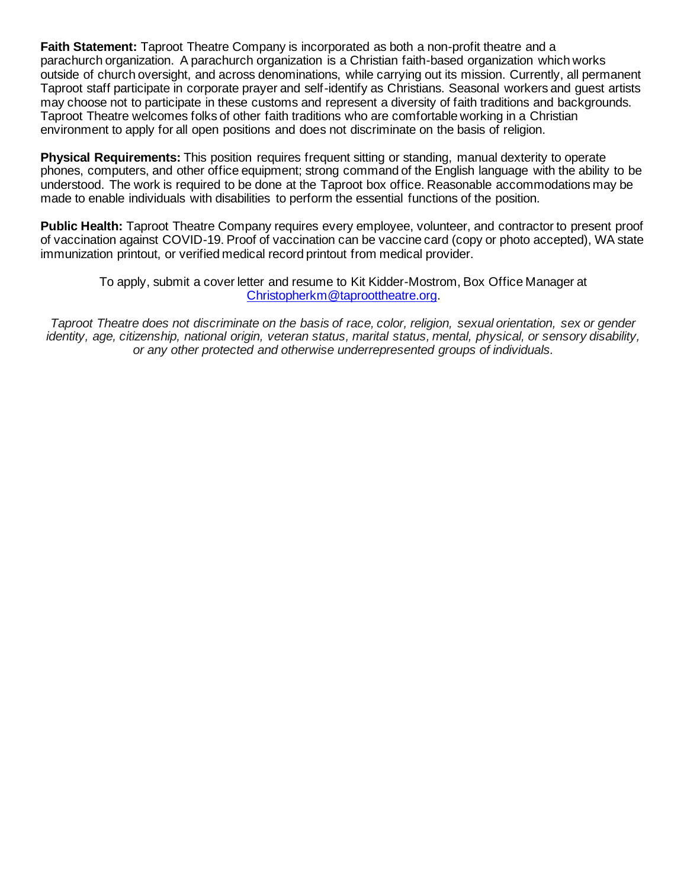**Faith Statement:** Taproot Theatre Company is incorporated as both a non-profit theatre and a parachurch organization. A parachurch organization is a Christian faith-based organization which works outside of church oversight, and across denominations, while carrying out its mission. Currently, all permanent Taproot staff participate in corporate prayer and self-identify as Christians. Seasonal workers and guest artists may choose not to participate in these customs and represent a diversity of faith traditions and backgrounds. Taproot Theatre welcomes folks of other faith traditions who are comfortable working in a Christian environment to apply for all open positions and does not discriminate on the basis of religion.

**Physical Requirements:** This position requires frequent sitting or standing, manual dexterity to operate phones, computers, and other office equipment; strong command of the English language with the ability to be understood. The work is required to be done at the Taproot box office. Reasonable accommodations may be made to enable individuals with disabilities to perform the essential functions of the position.

**Public Health:** Taproot Theatre Company requires every employee, volunteer, and contractor to present proof of vaccination against COVID-19. Proof of vaccination can be vaccine card (copy or photo accepted), WA state immunization printout, or verified medical record printout from medical provider.

To apply, submit a cover letter and resume to Kit Kidder-Mostrom, Box Office Manager at [Christopherkm@taproottheatre.org](mailto:Christopherkm@taproottheatre.org).

*Taproot Theatre does not discriminate on the basis of race, color, religion, sexual orientation, sex or gender identity, age, citizenship, national origin, veteran status, marital status, mental, physical, or sensory disability, or any other protected and otherwise underrepresented groups of individuals.*